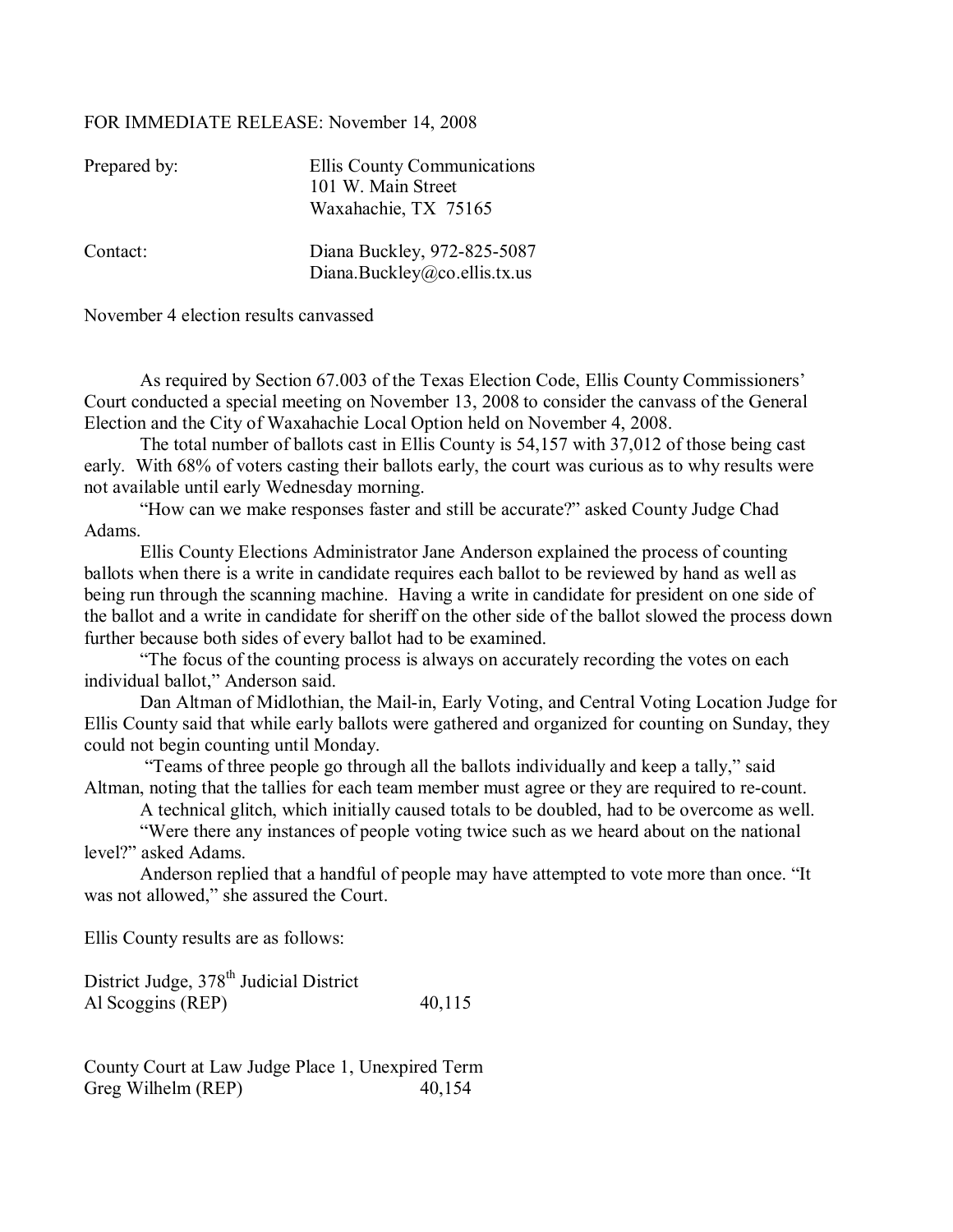FOR IMMEDIATE RELEASE: November 14, 2008

| | |
|---|---|
| Prepared by: | Ellis County Communications<br>101 W. Main Street<br>Waxahachie, TX 75165 |
| Contact: | Diana Buckley, 972-825-5087<br>Diana.Buckley@co.ellis.tx.us |

November 4 election results canvassed

As required by Section 67.003 of the Texas Election Code, Ellis County Commissioners' Court conducted a special meeting on November 13, 2008 to consider the canvass of the General Election and the City of Waxahachie Local Option held on November 4, 2008.

The total number of ballots cast in Ellis County is 54,157 with 37,012 of those being cast early. With 68% of voters casting their ballots early, the court was curious as to why results were not available until early Wednesday morning.

"How can we make responses faster and still be accurate?" asked County Judge Chad Adams.

Ellis County Elections Administrator Jane Anderson explained the process of counting ballots when there is a write in candidate requires each ballot to be reviewed by hand as well as being run through the scanning machine. Having a write in candidate for president on one side of the ballot and a write in candidate for sheriff on the other side of the ballot slowed the process down further because both sides of every ballot had to be examined.

"The focus of the counting process is always on accurately recording the votes on each individual ballot," Anderson said.

Dan Altman of Midlothian, the Mail-in, Early Voting, and Central Voting Location Judge for Ellis County said that while early ballots were gathered and organized for counting on Sunday, they could not begin counting until Monday.

"Teams of three people go through all the ballots individually and keep a tally," said Altman, noting that the tallies for each team member must agree or they are required to re-count.

A technical glitch, which initially caused totals to be doubled, had to be overcome as well.

"Were there any instances of people voting twice such as we heard about on the national level?" asked Adams.

Anderson replied that a handful of people may have attempted to vote more than once. "It was not allowed," she assured the Court.

Ellis County results are as follows:

District Judge, 378th Judicial District

| | |
|---|---|
| Al Scoggins (REP) | 40,115 |

County Court at Law Judge Place 1, Unexpired Term

| | |
|---|---|
| Greg Wilhelm (REP) | 40,154 |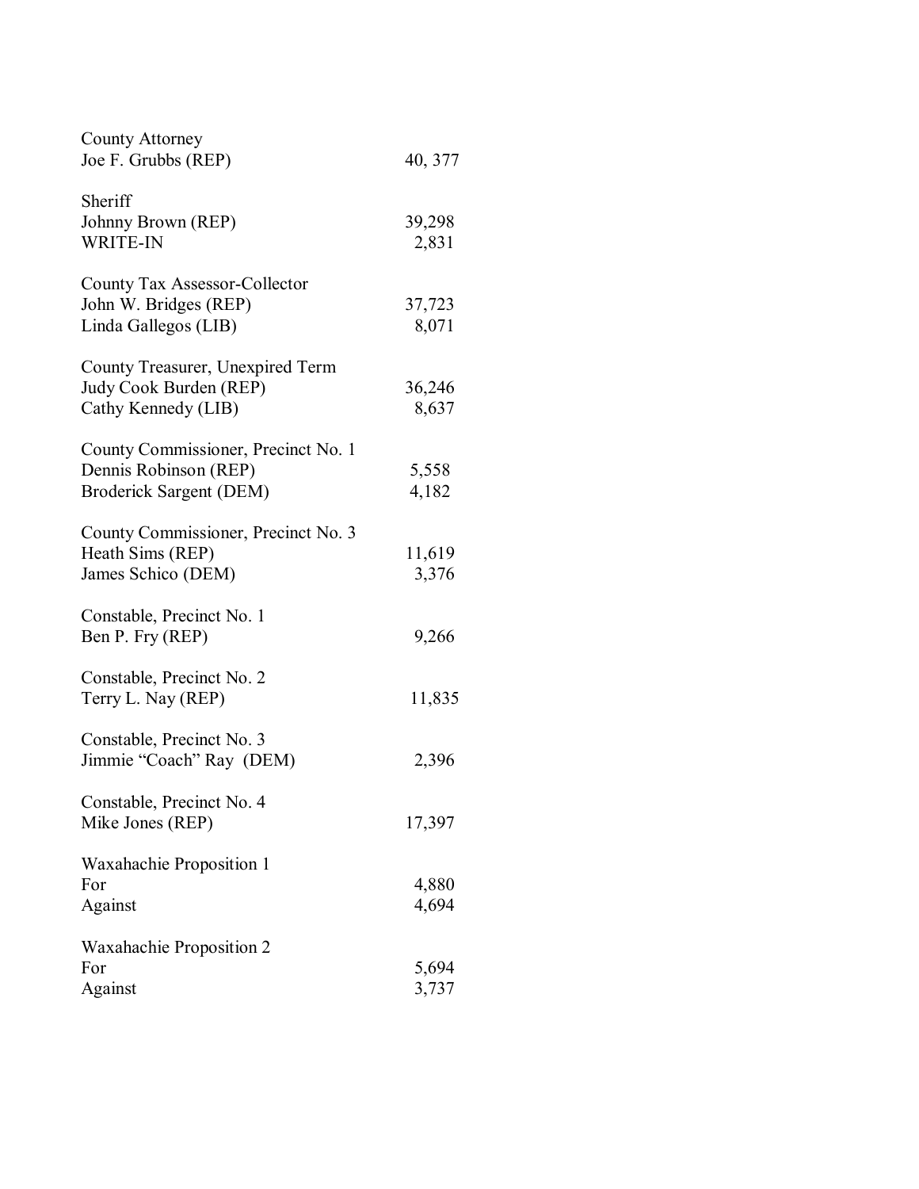County Attorney
Joe F. Grubbs (REP) 40, 377

Sheriff
Johnny Brown (REP) 39,298
WRITE-IN 2,831

County Tax Assessor-Collector
John W. Bridges (REP) 37,723
Linda Gallegos (LIB) 8,071

County Treasurer, Unexpired Term
Judy Cook Burden (REP) 36,246
Cathy Kennedy (LIB) 8,637

County Commissioner, Precinct No. 1
Dennis Robinson (REP) 5,558
Broderick Sargent (DEM) 4,182

County Commissioner, Precinct No. 3
Heath Sims (REP) 11,619
James Schico (DEM) 3,376

Constable, Precinct No. 1
Ben P. Fry (REP) 9,266

Constable, Precinct No. 2
Terry L. Nay (REP) 11,835

Constable, Precinct No. 3
Jimmie "Coach" Ray (DEM) 2,396

Constable, Precinct No. 4
Mike Jones (REP) 17,397

Waxahachie Proposition 1
For 4,880
Against 4,694

Waxahachie Proposition 2
For 5,694
Against 3,737